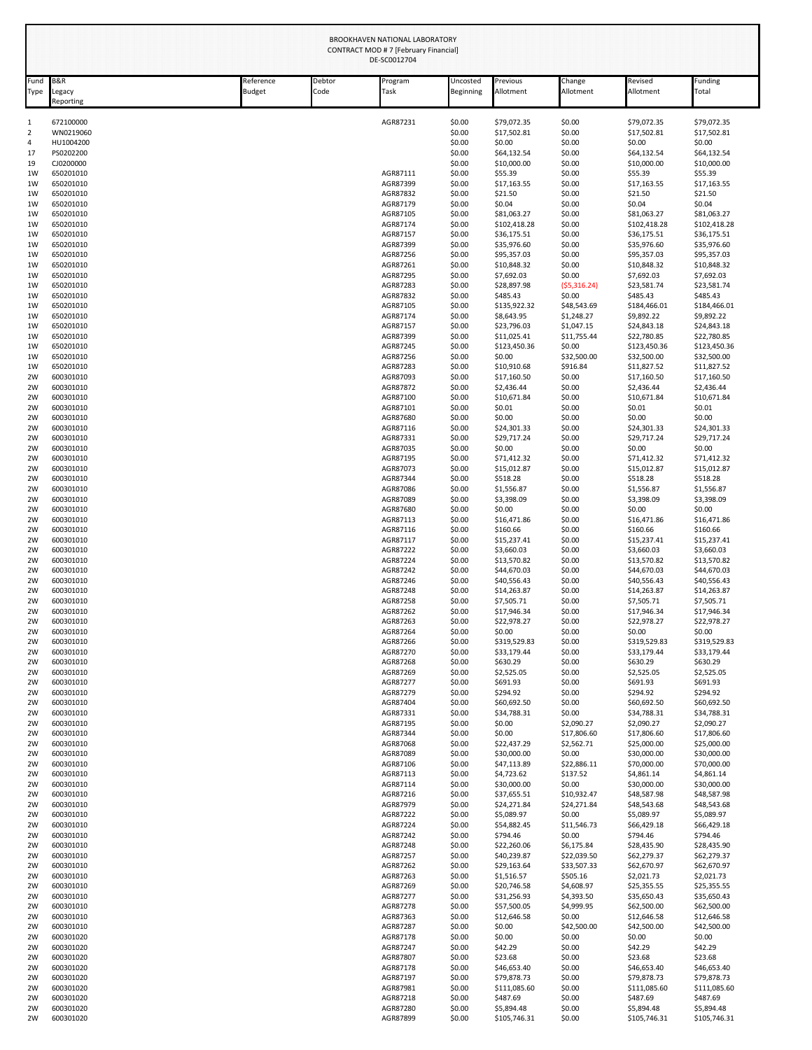BROOKHAVEN NATIONAL LABORATORY
CONTRACT MOD # 7 [February Financial]
DE-SC0012704

| Fund Type | B&R Legacy Reporting | Reference Budget | Debtor Code | Program Task | Uncosted Beginning | Previous Allotment | Change Allotment | Revised Allotment | Funding Total |
|---|---|---|---|---|---|---|---|---|---|
| 1 | 672100000 | | | AGR87231 | $0.00 | $79,072.35 | $0.00 | $79,072.35 | $79,072.35 |
| 2 | WN0219060 | | | | $0.00 | $17,502.81 | $0.00 | $17,502.81 | $17,502.81 |
| 4 | HU1004200 | | | | $0.00 | $0.00 | $0.00 | $0.00 | $0.00 |
| 17 | PS0202200 | | | | $0.00 | $64,132.54 | $0.00 | $64,132.54 | $64,132.54 |
| 19 | CJ0200000 | | | | $0.00 | $10,000.00 | $0.00 | $10,000.00 | $10,000.00 |
| 1W | 650201010 | | | AGR87111 | $0.00 | $55.39 | $0.00 | $55.39 | $55.39 |
| 1W | 650201010 | | | AGR87399 | $0.00 | $17,163.55 | $0.00 | $17,163.55 | $17,163.55 |
| 1W | 650201010 | | | AGR87832 | $0.00 | $21.50 | $0.00 | $21.50 | $21.50 |
| 1W | 650201010 | | | AGR87179 | $0.00 | $0.04 | $0.00 | $0.04 | $0.04 |
| 1W | 650201010 | | | AGR87105 | $0.00 | $81,063.27 | $0.00 | $81,063.27 | $81,063.27 |
| 1W | 650201010 | | | AGR87174 | $0.00 | $102,418.28 | $0.00 | $102,418.28 | $102,418.28 |
| 1W | 650201010 | | | AGR87157 | $0.00 | $36,175.51 | $0.00 | $36,175.51 | $36,175.51 |
| 1W | 650201010 | | | AGR87399 | $0.00 | $35,976.60 | $0.00 | $35,976.60 | $35,976.60 |
| 1W | 650201010 | | | AGR87256 | $0.00 | $95,357.03 | $0.00 | $95,357.03 | $95,357.03 |
| 1W | 650201010 | | | AGR87261 | $0.00 | $10,848.32 | $0.00 | $10,848.32 | $10,848.32 |
| 1W | 650201010 | | | AGR87295 | $0.00 | $7,692.03 | $0.00 | $7,692.03 | $7,692.03 |
| 1W | 650201010 | | | AGR87283 | $0.00 | $28,897.98 | ($5,316.24) | $23,581.74 | $23,581.74 |
| 1W | 650201010 | | | AGR87832 | $0.00 | $485.43 | $0.00 | $485.43 | $485.43 |
| 1W | 650201010 | | | AGR87105 | $0.00 | $135,922.32 | $48,543.69 | $184,466.01 | $184,466.01 |
| 1W | 650201010 | | | AGR87174 | $0.00 | $8,643.95 | $1,248.27 | $9,892.22 | $9,892.22 |
| 1W | 650201010 | | | AGR87157 | $0.00 | $23,796.03 | $1,047.15 | $24,843.18 | $24,843.18 |
| 1W | 650201010 | | | AGR87399 | $0.00 | $11,025.41 | $11,755.44 | $22,780.85 | $22,780.85 |
| 1W | 650201010 | | | AGR87245 | $0.00 | $123,450.36 | $0.00 | $123,450.36 | $123,450.36 |
| 1W | 650201010 | | | AGR87256 | $0.00 | $0.00 | $32,500.00 | $32,500.00 | $32,500.00 |
| 1W | 650201010 | | | AGR87283 | $0.00 | $10,910.68 | $916.84 | $11,827.52 | $11,827.52 |
| 2W | 600301010 | | | AGR87093 | $0.00 | $17,160.50 | $0.00 | $17,160.50 | $17,160.50 |
| 2W | 600301010 | | | AGR87872 | $0.00 | $2,436.44 | $0.00 | $2,436.44 | $2,436.44 |
| 2W | 600301010 | | | AGR87100 | $0.00 | $10,671.84 | $0.00 | $10,671.84 | $10,671.84 |
| 2W | 600301010 | | | AGR87101 | $0.00 | $0.01 | $0.00 | $0.01 | $0.01 |
| 2W | 600301010 | | | AGR87680 | $0.00 | $0.00 | $0.00 | $0.00 | $0.00 |
| 2W | 600301010 | | | AGR87116 | $0.00 | $24,301.33 | $0.00 | $24,301.33 | $24,301.33 |
| 2W | 600301010 | | | AGR87331 | $0.00 | $29,717.24 | $0.00 | $29,717.24 | $29,717.24 |
| 2W | 600301010 | | | AGR87035 | $0.00 | $0.00 | $0.00 | $0.00 | $0.00 |
| 2W | 600301010 | | | AGR87195 | $0.00 | $71,412.32 | $0.00 | $71,412.32 | $71,412.32 |
| 2W | 600301010 | | | AGR87073 | $0.00 | $15,012.87 | $0.00 | $15,012.87 | $15,012.87 |
| 2W | 600301010 | | | AGR87344 | $0.00 | $518.28 | $0.00 | $518.28 | $518.28 |
| 2W | 600301010 | | | AGR87086 | $0.00 | $1,556.87 | $0.00 | $1,556.87 | $1,556.87 |
| 2W | 600301010 | | | AGR87089 | $0.00 | $3,398.09 | $0.00 | $3,398.09 | $3,398.09 |
| 2W | 600301010 | | | AGR87680 | $0.00 | $0.00 | $0.00 | $0.00 | $0.00 |
| 2W | 600301010 | | | AGR87113 | $0.00 | $16,471.86 | $0.00 | $16,471.86 | $16,471.86 |
| 2W | 600301010 | | | AGR87116 | $0.00 | $160.66 | $0.00 | $160.66 | $160.66 |
| 2W | 600301010 | | | AGR87117 | $0.00 | $15,237.41 | $0.00 | $15,237.41 | $15,237.41 |
| 2W | 600301010 | | | AGR87222 | $0.00 | $3,660.03 | $0.00 | $3,660.03 | $3,660.03 |
| 2W | 600301010 | | | AGR87224 | $0.00 | $13,570.82 | $0.00 | $13,570.82 | $13,570.82 |
| 2W | 600301010 | | | AGR87242 | $0.00 | $44,670.03 | $0.00 | $44,670.03 | $44,670.03 |
| 2W | 600301010 | | | AGR87246 | $0.00 | $40,556.43 | $0.00 | $40,556.43 | $40,556.43 |
| 2W | 600301010 | | | AGR87248 | $0.00 | $14,263.87 | $0.00 | $14,263.87 | $14,263.87 |
| 2W | 600301010 | | | AGR87258 | $0.00 | $7,505.71 | $0.00 | $7,505.71 | $7,505.71 |
| 2W | 600301010 | | | AGR87262 | $0.00 | $17,946.34 | $0.00 | $17,946.34 | $17,946.34 |
| 2W | 600301010 | | | AGR87263 | $0.00 | $22,978.27 | $0.00 | $22,978.27 | $22,978.27 |
| 2W | 600301010 | | | AGR87264 | $0.00 | $0.00 | $0.00 | $0.00 | $0.00 |
| 2W | 600301010 | | | AGR87266 | $0.00 | $319,529.83 | $0.00 | $319,529.83 | $319,529.83 |
| 2W | 600301010 | | | AGR87270 | $0.00 | $33,179.44 | $0.00 | $33,179.44 | $33,179.44 |
| 2W | 600301010 | | | AGR87268 | $0.00 | $630.29 | $0.00 | $630.29 | $630.29 |
| 2W | 600301010 | | | AGR87269 | $0.00 | $2,525.05 | $0.00 | $2,525.05 | $2,525.05 |
| 2W | 600301010 | | | AGR87277 | $0.00 | $691.93 | $0.00 | $691.93 | $691.93 |
| 2W | 600301010 | | | AGR87279 | $0.00 | $294.92 | $0.00 | $294.92 | $294.92 |
| 2W | 600301010 | | | AGR87404 | $0.00 | $60,692.50 | $0.00 | $60,692.50 | $60,692.50 |
| 2W | 600301010 | | | AGR87331 | $0.00 | $34,788.31 | $0.00 | $34,788.31 | $34,788.31 |
| 2W | 600301010 | | | AGR87195 | $0.00 | $0.00 | $2,090.27 | $2,090.27 | $2,090.27 |
| 2W | 600301010 | | | AGR87344 | $0.00 | $0.00 | $17,806.60 | $17,806.60 | $17,806.60 |
| 2W | 600301010 | | | AGR87068 | $0.00 | $22,437.29 | $2,562.71 | $25,000.00 | $25,000.00 |
| 2W | 600301010 | | | AGR87089 | $0.00 | $30,000.00 | $0.00 | $30,000.00 | $30,000.00 |
| 2W | 600301010 | | | AGR87106 | $0.00 | $47,113.89 | $22,886.11 | $70,000.00 | $70,000.00 |
| 2W | 600301010 | | | AGR87113 | $0.00 | $4,723.62 | $137.52 | $4,861.14 | $4,861.14 |
| 2W | 600301010 | | | AGR87114 | $0.00 | $30,000.00 | $0.00 | $30,000.00 | $30,000.00 |
| 2W | 600301010 | | | AGR87216 | $0.00 | $37,655.51 | $10,932.47 | $48,587.98 | $48,587.98 |
| 2W | 600301010 | | | AGR87979 | $0.00 | $24,271.84 | $24,271.84 | $48,543.68 | $48,543.68 |
| 2W | 600301010 | | | AGR87222 | $0.00 | $5,089.97 | $0.00 | $5,089.97 | $5,089.97 |
| 2W | 600301010 | | | AGR87224 | $0.00 | $54,882.45 | $11,546.73 | $66,429.18 | $66,429.18 |
| 2W | 600301010 | | | AGR87242 | $0.00 | $794.46 | $0.00 | $794.46 | $794.46 |
| 2W | 600301010 | | | AGR87248 | $0.00 | $22,260.06 | $6,175.84 | $28,435.90 | $28,435.90 |
| 2W | 600301010 | | | AGR87257 | $0.00 | $40,239.87 | $22,039.50 | $62,279.37 | $62,279.37 |
| 2W | 600301010 | | | AGR87262 | $0.00 | $29,163.64 | $33,507.33 | $62,670.97 | $62,670.97 |
| 2W | 600301010 | | | AGR87263 | $0.00 | $1,516.57 | $505.16 | $2,021.73 | $2,021.73 |
| 2W | 600301010 | | | AGR87269 | $0.00 | $20,746.58 | $4,608.97 | $25,355.55 | $25,355.55 |
| 2W | 600301010 | | | AGR87277 | $0.00 | $31,256.93 | $4,393.50 | $35,650.43 | $35,650.43 |
| 2W | 600301010 | | | AGR87278 | $0.00 | $57,500.05 | $4,999.95 | $62,500.00 | $62,500.00 |
| 2W | 600301010 | | | AGR87363 | $0.00 | $12,646.58 | $0.00 | $12,646.58 | $12,646.58 |
| 2W | 600301010 | | | AGR87287 | $0.00 | $0.00 | $42,500.00 | $42,500.00 | $42,500.00 |
| 2W | 600301020 | | | AGR87178 | $0.00 | $0.00 | $0.00 | $0.00 | $0.00 |
| 2W | 600301020 | | | AGR87247 | $0.00 | $42.29 | $0.00 | $42.29 | $42.29 |
| 2W | 600301020 | | | AGR87807 | $0.00 | $23.68 | $0.00 | $23.68 | $23.68 |
| 2W | 600301020 | | | AGR87178 | $0.00 | $46,653.40 | $0.00 | $46,653.40 | $46,653.40 |
| 2W | 600301020 | | | AGR87197 | $0.00 | $79,878.73 | $0.00 | $79,878.73 | $79,878.73 |
| 2W | 600301020 | | | AGR87981 | $0.00 | $111,085.60 | $0.00 | $111,085.60 | $111,085.60 |
| 2W | 600301020 | | | AGR87218 | $0.00 | $487.69 | $0.00 | $487.69 | $487.69 |
| 2W | 600301020 | | | AGR87280 | $0.00 | $5,894.48 | $0.00 | $5,894.48 | $5,894.48 |
| 2W | 600301020 | | | AGR87899 | $0.00 | $105,746.31 | $0.00 | $105,746.31 | $105,746.31 |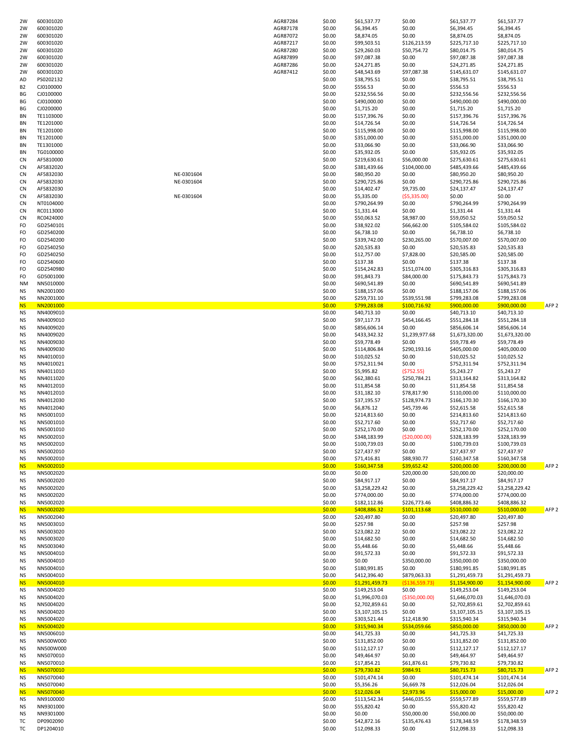| | | | | | | | | | |
|---|---|---|---|---|---|---|---|---|---|
| 2W | 600301020 | | AGR87284 | $0.00 | $61,537.77 | $0.00 | $61,537.77 | $61,537.77 | |
| 2W | 600301020 | | AGR87178 | $0.00 | $6,394.45 | $0.00 | $6,394.45 | $6,394.45 | |
| 2W | 600301020 | | AGR87072 | $0.00 | $8,874.05 | $0.00 | $8,874.05 | $8,874.05 | |
| 2W | 600301020 | | AGR87217 | $0.00 | $99,503.51 | $126,213.59 | $225,717.10 | $225,717.10 | |
| 2W | 600301020 | | AGR87280 | $0.00 | $29,260.03 | $50,754.72 | $80,014.75 | $80,014.75 | |
| 2W | 600301020 | | AGR87899 | $0.00 | $97,087.38 | $0.00 | $97,087.38 | $97,087.38 | |
| 2W | 600301020 | | AGR87286 | $0.00 | $24,271.85 | $0.00 | $24,271.85 | $24,271.85 | |
| 2W | 600301020 | | AGR87412 | $0.00 | $48,543.69 | $97,087.38 | $145,631.07 | $145,631.07 | |
| AD | PS0202132 | | | $0.00 | $38,795.51 | $0.00 | $38,795.51 | $38,795.51 | |
| B2 | CJ0100000 | | | $0.00 | $556.53 | $0.00 | $556.53 | $556.53 | |
| BG | CJ0100000 | | | $0.00 | $232,556.56 | $0.00 | $232,556.56 | $232,556.56 | |
| BG | CJ0100000 | | | $0.00 | $490,000.00 | $0.00 | $490,000.00 | $490,000.00 | |
| BG | CJ0200000 | | | $0.00 | $1,715.20 | $0.00 | $1,715.20 | $1,715.20 | |
| BN | TE1103000 | | | $0.00 | $157,396.76 | $0.00 | $157,396.76 | $157,396.76 | |
| BN | TE1201000 | | | $0.00 | $14,726.54 | $0.00 | $14,726.54 | $14,726.54 | |
| BN | TE1201000 | | | $0.00 | $115,998.00 | $0.00 | $115,998.00 | $115,998.00 | |
| BN | TE1201000 | | | $0.00 | $351,000.00 | $0.00 | $351,000.00 | $351,000.00 | |
| BN | TE1301000 | | | $0.00 | $33,066.90 | $0.00 | $33,066.90 | $33,066.90 | |
| BN | TG0100000 | | | $0.00 | $35,932.05 | $0.00 | $35,932.05 | $35,932.05 | |
| CN | AF5810000 | | | $0.00 | $219,630.61 | $56,000.00 | $275,630.61 | $275,630.61 | |
| CN | AF5832020 | | | $0.00 | $381,439.66 | $104,000.00 | $485,439.66 | $485,439.66 | |
| CN | AF5832030 | NE-0301604 | | $0.00 | $80,950.20 | $0.00 | $80,950.20 | $80,950.20 | |
| CN | AF5832030 | NE-0301604 | | $0.00 | $290,725.86 | $0.00 | $290,725.86 | $290,725.86 | |
| CN | AF5832030 | | | $0.00 | $14,402.47 | $9,735.00 | $24,137.47 | $24,137.47 | |
| CN | AF5832030 | NE-0301604 | | $0.00 | $5,335.00 | ($5,335.00) | $0.00 | $0.00 | |
| CN | NT0104000 | | | $0.00 | $790,264.99 | $0.00 | $790,264.99 | $790,264.99 | |
| CN | RC0113000 | | | $0.00 | $1,331.44 | $0.00 | $1,331.44 | $1,331.44 | |
| CN | RC0424000 | | | $0.00 | $50,063.52 | $8,987.00 | $59,050.52 | $59,050.52 | |
| FO | GD2540101 | | | $0.00 | $38,922.02 | $66,662.00 | $105,584.02 | $105,584.02 | |
| FO | GD2540200 | | | $0.00 | $6,738.10 | $0.00 | $6,738.10 | $6,738.10 | |
| FO | GD2540200 | | | $0.00 | $339,742.00 | $230,265.00 | $570,007.00 | $570,007.00 | |
| FO | GD2540250 | | | $0.00 | $20,535.83 | $0.00 | $20,535.83 | $20,535.83 | |
| FO | GD2540250 | | | $0.00 | $12,757.00 | $7,828.00 | $20,585.00 | $20,585.00 | |
| FO | GD2540600 | | | $0.00 | $137.38 | $0.00 | $137.38 | $137.38 | |
| FO | GD2540980 | | | $0.00 | $154,242.83 | $151,074.00 | $305,316.83 | $305,316.83 | |
| FO | GD5001000 | | | $0.00 | $91,843.73 | $84,000.00 | $175,843.73 | $175,843.73 | |
| NM | NN5010000 | | | $0.00 | $690,541.89 | $0.00 | $690,541.89 | $690,541.89 | |
| NS | NN2001000 | | | $0.00 | $188,157.06 | $0.00 | $188,157.06 | $188,157.06 | |
| NS | NN2001000 | | | $0.00 | $259,731.10 | $539,551.98 | $799,283.08 | $799,283.08 | |
| NS | NN2001000 | | | $0.00 | $799,283.08 | $100,716.92 | $900,000.00 | $900,000.00 | AFP 2 |
| NS | NN4009010 | | | $0.00 | $40,713.10 | $0.00 | $40,713.10 | $40,713.10 | |
| NS | NN4009010 | | | $0.00 | $97,117.73 | $454,166.45 | $551,284.18 | $551,284.18 | |
| NS | NN4009020 | | | $0.00 | $856,606.14 | $0.00 | $856,606.14 | $856,606.14 | |
| NS | NN4009020 | | | $0.00 | $433,342.32 | $1,239,977.68 | $1,673,320.00 | $1,673,320.00 | |
| NS | NN4009030 | | | $0.00 | $59,778.49 | $0.00 | $59,778.49 | $59,778.49 | |
| NS | NN4009030 | | | $0.00 | $114,806.84 | $290,193.16 | $405,000.00 | $405,000.00 | |
| NS | NN4010010 | | | $0.00 | $10,025.52 | $0.00 | $10,025.52 | $10,025.52 | |
| NS | NN4010021 | | | $0.00 | $752,311.94 | $0.00 | $752,311.94 | $752,311.94 | |
| NS | NN4011010 | | | $0.00 | $5,995.82 | ($752.55) | $5,243.27 | $5,243.27 | |
| NS | NN4011020 | | | $0.00 | $62,380.61 | $250,784.21 | $313,164.82 | $313,164.82 | |
| NS | NN4012010 | | | $0.00 | $11,854.58 | $0.00 | $11,854.58 | $11,854.58 | |
| NS | NN4012010 | | | $0.00 | $31,182.10 | $78,817.90 | $110,000.00 | $110,000.00 | |
| NS | NN4012030 | | | $0.00 | $37,195.57 | $128,974.73 | $166,170.30 | $166,170.30 | |
| NS | NN4012040 | | | $0.00 | $6,876.12 | $45,739.46 | $52,615.58 | $52,615.58 | |
| NS | NN5001010 | | | $0.00 | $214,813.60 | $0.00 | $214,813.60 | $214,813.60 | |
| NS | NN5001010 | | | $0.00 | $52,717.60 | $0.00 | $52,717.60 | $52,717.60 | |
| NS | NN5001010 | | | $0.00 | $252,170.00 | $0.00 | $252,170.00 | $252,170.00 | |
| NS | NN5002010 | | | $0.00 | $348,183.99 | ($20,000.00) | $328,183.99 | $328,183.99 | |
| NS | NN5002010 | | | $0.00 | $100,739.03 | $0.00 | $100,739.03 | $100,739.03 | |
| NS | NN5002010 | | | $0.00 | $27,437.97 | $0.00 | $27,437.97 | $27,437.97 | |
| NS | NN5002010 | | | $0.00 | $71,416.81 | $88,930.77 | $160,347.58 | $160,347.58 | |
| NS | NN5002010 | | | $0.00 | $160,347.58 | $39,652.42 | $200,000.00 | $200,000.00 | AFP 2 |
| NS | NN5002020 | | | $0.00 | $0.00 | $20,000.00 | $20,000.00 | $20,000.00 | |
| NS | NN5002020 | | | $0.00 | $84,917.17 | $0.00 | $84,917.17 | $84,917.17 | |
| NS | NN5002020 | | | $0.00 | $3,258,229.42 | $0.00 | $3,258,229.42 | $3,258,229.42 | |
| NS | NN5002020 | | | $0.00 | $774,000.00 | $0.00 | $774,000.00 | $774,000.00 | |
| NS | NN5002020 | | | $0.00 | $182,112.86 | $226,773.46 | $408,886.32 | $408,886.32 | |
| NS | NN5002020 | | | $0.00 | $408,886.32 | $101,113.68 | $510,000.00 | $510,000.00 | AFP 2 |
| NS | NN5002040 | | | $0.00 | $20,497.80 | $0.00 | $20,497.80 | $20,497.80 | |
| NS | NN5003010 | | | $0.00 | $257.98 | $0.00 | $257.98 | $257.98 | |
| NS | NN5003020 | | | $0.00 | $23,082.22 | $0.00 | $23,082.22 | $23,082.22 | |
| NS | NN5003020 | | | $0.00 | $14,682.50 | $0.00 | $14,682.50 | $14,682.50 | |
| NS | NN5003040 | | | $0.00 | $5,448.66 | $0.00 | $5,448.66 | $5,448.66 | |
| NS | NN5004010 | | | $0.00 | $91,572.33 | $0.00 | $91,572.33 | $91,572.33 | |
| NS | NN5004010 | | | $0.00 | $0.00 | $350,000.00 | $350,000.00 | $350,000.00 | |
| NS | NN5004010 | | | $0.00 | $180,991.85 | $0.00 | $180,991.85 | $180,991.85 | |
| NS | NN5004010 | | | $0.00 | $412,396.40 | $879,063.33 | $1,291,459.73 | $1,291,459.73 | |
| NS | NN5004010 | | | $0.00 | $1,291,459.73 | ($136,559.73) | $1,154,900.00 | $1,154,900.00 | AFP 2 |
| NS | NN5004020 | | | $0.00 | $149,253.04 | $0.00 | $149,253.04 | $149,253.04 | |
| NS | NN5004020 | | | $0.00 | $1,996,070.03 | ($350,000.00) | $1,646,070.03 | $1,646,070.03 | |
| NS | NN5004020 | | | $0.00 | $2,702,859.61 | $0.00 | $2,702,859.61 | $2,702,859.61 | |
| NS | NN5004020 | | | $0.00 | $3,107,105.15 | $0.00 | $3,107,105.15 | $3,107,105.15 | |
| NS | NN5004020 | | | $0.00 | $303,521.44 | $12,418.90 | $315,940.34 | $315,940.34 | |
| NS | NN5004020 | | | $0.00 | $315,940.34 | $534,059.66 | $850,000.00 | $850,000.00 | AFP 2 |
| NS | NN5006010 | | | $0.00 | $41,725.33 | $0.00 | $41,725.33 | $41,725.33 | |
| NS | NN500W000 | | | $0.00 | $131,852.00 | $0.00 | $131,852.00 | $131,852.00 | |
| NS | NN500W000 | | | $0.00 | $112,127.17 | $0.00 | $112,127.17 | $112,127.17 | |
| NS | NN5070010 | | | $0.00 | $49,464.97 | $0.00 | $49,464.97 | $49,464.97 | |
| NS | NN5070010 | | | $0.00 | $17,854.21 | $61,876.61 | $79,730.82 | $79,730.82 | |
| NS | NN5070010 | | | $0.00 | $79,730.82 | $984.91 | $80,715.73 | $80,715.73 | AFP 2 |
| NS | NN5070040 | | | $0.00 | $101,474.14 | $0.00 | $101,474.14 | $101,474.14 | |
| NS | NN5070040 | | | $0.00 | $5,356.26 | $6,669.78 | $12,026.04 | $12,026.04 | |
| NS | NN5070040 | | | $0.00 | $12,026.04 | $2,973.96 | $15,000.00 | $15,000.00 | AFP 2 |
| NS | NN9100000 | | | $0.00 | $113,542.34 | $446,035.55 | $559,577.89 | $559,577.89 | |
| NS | NN9301000 | | | $0.00 | $55,820.42 | $0.00 | $55,820.42 | $55,820.42 | |
| NS | NN9301000 | | | $0.00 | $0.00 | $50,000.00 | $50,000.00 | $50,000.00 | |
| TC | DP0902090 | | | $0.00 | $42,872.16 | $135,476.43 | $178,348.59 | $178,348.59 | |
| TC | DP1204010 | | | $0.00 | $12,098.33 | $0.00 | $12,098.33 | $12,098.33 | |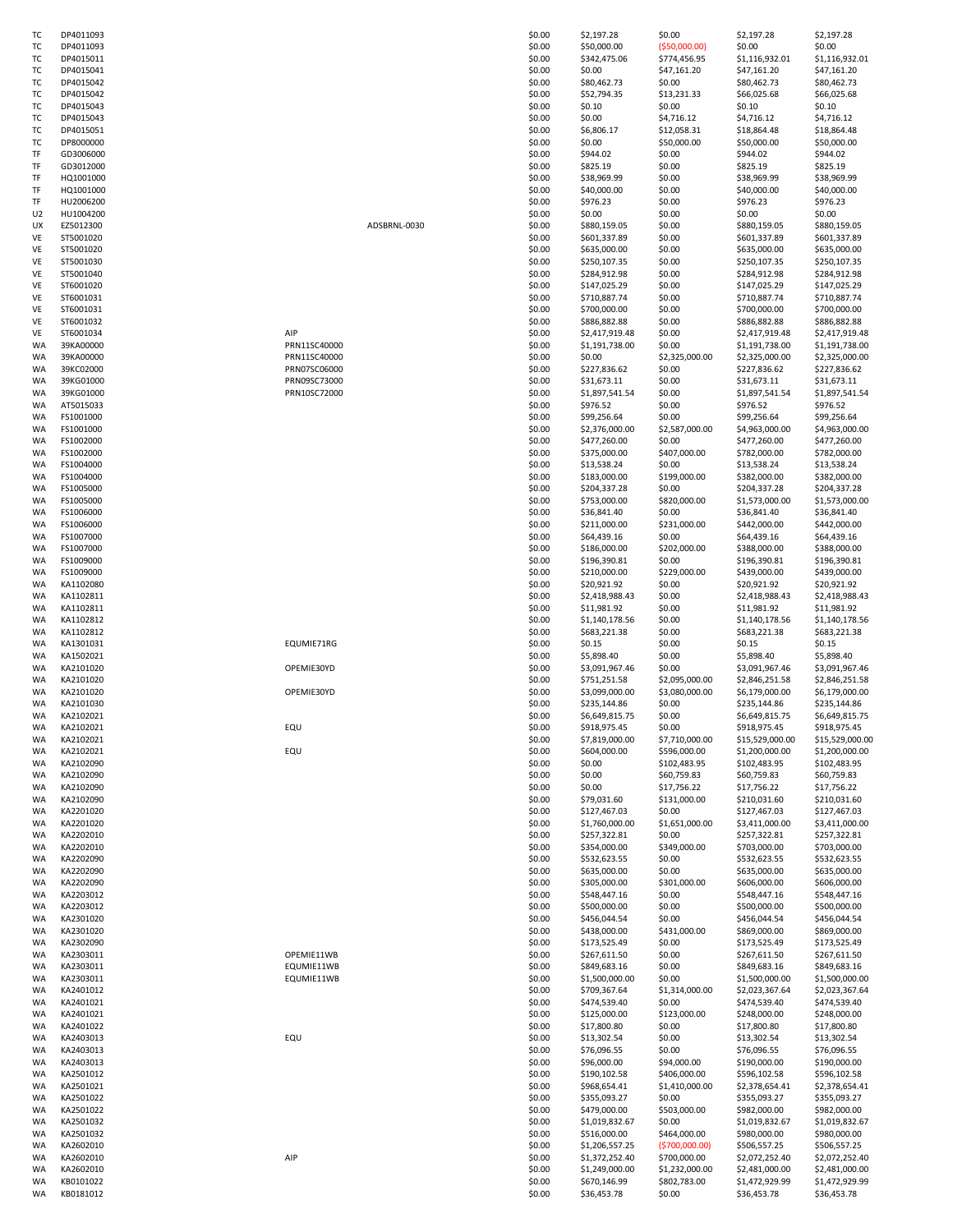| | | | | | | | | |
|---|---|---|---|---|---|---|---|---|
| TC | DP4011093 | | | $0.00 | $2,197.28 | $0.00 | $2,197.28 | $2,197.28 |
| TC | DP4011093 | | | $0.00 | $50,000.00 | ($50,000.00) | $0.00 | $0.00 |
| TC | DP4015011 | | | $0.00 | $342,475.06 | $774,456.95 | $1,116,932.01 | $1,116,932.01 |
| TC | DP4015041 | | | $0.00 | $0.00 | $47,161.20 | $47,161.20 | $47,161.20 |
| TC | DP4015042 | | | $0.00 | $80,462.73 | $0.00 | $80,462.73 | $80,462.73 |
| TC | DP4015042 | | | $0.00 | $52,794.35 | $13,231.33 | $66,025.68 | $66,025.68 |
| TC | DP4015043 | | | $0.00 | $0.10 | $0.00 | $0.10 | $0.10 |
| TC | DP4015043 | | | $0.00 | $0.00 | $4,716.12 | $4,716.12 | $4,716.12 |
| TC | DP4015051 | | | $0.00 | $6,806.17 | $12,058.31 | $18,864.48 | $18,864.48 |
| TC | DP8000000 | | | $0.00 | $0.00 | $50,000.00 | $50,000.00 | $50,000.00 |
| TF | GD3006000 | | | $0.00 | $944.02 | $0.00 | $944.02 | $944.02 |
| TF | GD3012000 | | | $0.00 | $825.19 | $0.00 | $825.19 | $825.19 |
| TF | HQ1001000 | | | $0.00 | $38,969.99 | $0.00 | $38,969.99 | $38,969.99 |
| TF | HQ1001000 | | | $0.00 | $40,000.00 | $0.00 | $40,000.00 | $40,000.00 |
| TF | HU2006200 | | | $0.00 | $976.23 | $0.00 | $976.23 | $976.23 |
| U2 | HU1004200 | | | $0.00 | $0.00 | $0.00 | $0.00 | $0.00 |
| UX | EZ5012300 | | ADSBRNL-0030 | $0.00 | $880,159.05 | $0.00 | $880,159.05 | $880,159.05 |
| VE | ST5001020 | | | $0.00 | $601,337.89 | $0.00 | $601,337.89 | $601,337.89 |
| VE | ST5001020 | | | $0.00 | $635,000.00 | $0.00 | $635,000.00 | $635,000.00 |
| VE | ST5001030 | | | $0.00 | $250,107.35 | $0.00 | $250,107.35 | $250,107.35 |
| VE | ST5001040 | | | $0.00 | $284,912.98 | $0.00 | $284,912.98 | $284,912.98 |
| VE | ST6001020 | | | $0.00 | $147,025.29 | $0.00 | $147,025.29 | $147,025.29 |
| VE | ST6001031 | | | $0.00 | $710,887.74 | $0.00 | $710,887.74 | $710,887.74 |
| VE | ST6001031 | | | $0.00 | $700,000.00 | $0.00 | $700,000.00 | $700,000.00 |
| VE | ST6001032 | | | $0.00 | $886,882.88 | $0.00 | $886,882.88 | $886,882.88 |
| VE | ST6001034 | AIP | | $0.00 | $2,417,919.48 | $0.00 | $2,417,919.48 | $2,417,919.48 |
| WA | 39KA00000 | PRN11SC40000 | | $0.00 | $1,191,738.00 | $0.00 | $1,191,738.00 | $1,191,738.00 |
| WA | 39KA00000 | PRN11SC40000 | | $0.00 | $0.00 | $2,325,000.00 | $2,325,000.00 | $2,325,000.00 |
| WA | 39KC02000 | PRN07SC06000 | | $0.00 | $227,836.62 | $0.00 | $227,836.62 | $227,836.62 |
| WA | 39KG01000 | PRN09SC73000 | | $0.00 | $31,673.11 | $0.00 | $31,673.11 | $31,673.11 |
| WA | 39KG01000 | PRN10SC72000 | | $0.00 | $1,897,541.54 | $0.00 | $1,897,541.54 | $1,897,541.54 |
| WA | AT5015033 | | | $0.00 | $976.52 | $0.00 | $976.52 | $976.52 |
| WA | FS1001000 | | | $0.00 | $99,256.64 | $0.00 | $99,256.64 | $99,256.64 |
| WA | FS1001000 | | | $0.00 | $2,376,000.00 | $2,587,000.00 | $4,963,000.00 | $4,963,000.00 |
| WA | FS1002000 | | | $0.00 | $477,260.00 | $0.00 | $477,260.00 | $477,260.00 |
| WA | FS1002000 | | | $0.00 | $375,000.00 | $407,000.00 | $782,000.00 | $782,000.00 |
| WA | FS1004000 | | | $0.00 | $13,538.24 | $0.00 | $13,538.24 | $13,538.24 |
| WA | FS1004000 | | | $0.00 | $183,000.00 | $199,000.00 | $382,000.00 | $382,000.00 |
| WA | FS1005000 | | | $0.00 | $204,337.28 | $0.00 | $204,337.28 | $204,337.28 |
| WA | FS1005000 | | | $0.00 | $753,000.00 | $820,000.00 | $1,573,000.00 | $1,573,000.00 |
| WA | FS1006000 | | | $0.00 | $36,841.40 | $0.00 | $36,841.40 | $36,841.40 |
| WA | FS1006000 | | | $0.00 | $211,000.00 | $231,000.00 | $442,000.00 | $442,000.00 |
| WA | FS1007000 | | | $0.00 | $64,439.16 | $0.00 | $64,439.16 | $64,439.16 |
| WA | FS1007000 | | | $0.00 | $186,000.00 | $202,000.00 | $388,000.00 | $388,000.00 |
| WA | FS1009000 | | | $0.00 | $196,390.81 | $0.00 | $196,390.81 | $196,390.81 |
| WA | FS1009000 | | | $0.00 | $210,000.00 | $229,000.00 | $439,000.00 | $439,000.00 |
| WA | KA1102080 | | | $0.00 | $20,921.92 | $0.00 | $20,921.92 | $20,921.92 |
| WA | KA1102811 | | | $0.00 | $2,418,988.43 | $0.00 | $2,418,988.43 | $2,418,988.43 |
| WA | KA1102811 | | | $0.00 | $11,981.92 | $0.00 | $11,981.92 | $11,981.92 |
| WA | KA1102812 | | | $0.00 | $1,140,178.56 | $0.00 | $1,140,178.56 | $1,140,178.56 |
| WA | KA1102812 | | | $0.00 | $683,221.38 | $0.00 | $683,221.38 | $683,221.38 |
| WA | KA1301031 | EQUMIE71RG | | $0.00 | $0.15 | $0.00 | $0.15 | $0.15 |
| WA | KA1502021 | | | $0.00 | $5,898.40 | $0.00 | $5,898.40 | $5,898.40 |
| WA | KA2101020 | OPEMIE30YD | | $0.00 | $3,091,967.46 | $0.00 | $3,091,967.46 | $3,091,967.46 |
| WA | KA2101020 | | | $0.00 | $751,251.58 | $2,095,000.00 | $2,846,251.58 | $2,846,251.58 |
| WA | KA2101020 | OPEMIE30YD | | $0.00 | $3,099,000.00 | $3,080,000.00 | $6,179,000.00 | $6,179,000.00 |
| WA | KA2101030 | | | $0.00 | $235,144.86 | $0.00 | $235,144.86 | $235,144.86 |
| WA | KA2102021 | | | $0.00 | $6,649,815.75 | $0.00 | $6,649,815.75 | $6,649,815.75 |
| WA | KA2102021 | EQU | | $0.00 | $918,975.45 | $0.00 | $918,975.45 | $918,975.45 |
| WA | KA2102021 | | | $0.00 | $7,819,000.00 | $7,710,000.00 | $15,529,000.00 | $15,529,000.00 |
| WA | KA2102021 | EQU | | $0.00 | $604,000.00 | $596,000.00 | $1,200,000.00 | $1,200,000.00 |
| WA | KA2102090 | | | $0.00 | $0.00 | $102,483.95 | $102,483.95 | $102,483.95 |
| WA | KA2102090 | | | $0.00 | $0.00 | $60,759.83 | $60,759.83 | $60,759.83 |
| WA | KA2102090 | | | $0.00 | $0.00 | $17,756.22 | $17,756.22 | $17,756.22 |
| WA | KA2102090 | | | $0.00 | $79,031.60 | $131,000.00 | $210,031.60 | $210,031.60 |
| WA | KA2201020 | | | $0.00 | $127,467.03 | $0.00 | $127,467.03 | $127,467.03 |
| WA | KA2201020 | | | $0.00 | $1,760,000.00 | $1,651,000.00 | $3,411,000.00 | $3,411,000.00 |
| WA | KA2202010 | | | $0.00 | $257,322.81 | $0.00 | $257,322.81 | $257,322.81 |
| WA | KA2202010 | | | $0.00 | $354,000.00 | $349,000.00 | $703,000.00 | $703,000.00 |
| WA | KA2202090 | | | $0.00 | $532,623.55 | $0.00 | $532,623.55 | $532,623.55 |
| WA | KA2202090 | | | $0.00 | $635,000.00 | $0.00 | $635,000.00 | $635,000.00 |
| WA | KA2202090 | | | $0.00 | $305,000.00 | $301,000.00 | $606,000.00 | $606,000.00 |
| WA | KA2203012 | | | $0.00 | $548,447.16 | $0.00 | $548,447.16 | $548,447.16 |
| WA | KA2203012 | | | $0.00 | $500,000.00 | $0.00 | $500,000.00 | $500,000.00 |
| WA | KA2301020 | | | $0.00 | $456,044.54 | $0.00 | $456,044.54 | $456,044.54 |
| WA | KA2301020 | | | $0.00 | $438,000.00 | $431,000.00 | $869,000.00 | $869,000.00 |
| WA | KA2302090 | | | $0.00 | $173,525.49 | $0.00 | $173,525.49 | $173,525.49 |
| WA | KA2303011 | OPEMIE11WB | | $0.00 | $267,611.50 | $0.00 | $267,611.50 | $267,611.50 |
| WA | KA2303011 | EQUMIE11WB | | $0.00 | $849,683.16 | $0.00 | $849,683.16 | $849,683.16 |
| WA | KA2303011 | EQUMIE11WB | | $0.00 | $1,500,000.00 | $0.00 | $1,500,000.00 | $1,500,000.00 |
| WA | KA2401012 | | | $0.00 | $709,367.64 | $1,314,000.00 | $2,023,367.64 | $2,023,367.64 |
| WA | KA2401021 | | | $0.00 | $474,539.40 | $0.00 | $474,539.40 | $474,539.40 |
| WA | KA2401021 | | | $0.00 | $125,000.00 | $123,000.00 | $248,000.00 | $248,000.00 |
| WA | KA2401022 | | | $0.00 | $17,800.80 | $0.00 | $17,800.80 | $17,800.80 |
| WA | KA2403013 | EQU | | $0.00 | $13,302.54 | $0.00 | $13,302.54 | $13,302.54 |
| WA | KA2403013 | | | $0.00 | $76,096.55 | $0.00 | $76,096.55 | $76,096.55 |
| WA | KA2403013 | | | $0.00 | $96,000.00 | $94,000.00 | $190,000.00 | $190,000.00 |
| WA | KA2501012 | | | $0.00 | $190,102.58 | $406,000.00 | $596,102.58 | $596,102.58 |
| WA | KA2501021 | | | $0.00 | $968,654.41 | $1,410,000.00 | $2,378,654.41 | $2,378,654.41 |
| WA | KA2501022 | | | $0.00 | $355,093.27 | $0.00 | $355,093.27 | $355,093.27 |
| WA | KA2501022 | | | $0.00 | $479,000.00 | $503,000.00 | $982,000.00 | $982,000.00 |
| WA | KA2501032 | | | $0.00 | $1,019,832.67 | $0.00 | $1,019,832.67 | $1,019,832.67 |
| WA | KA2501032 | | | $0.00 | $516,000.00 | $464,000.00 | $980,000.00 | $980,000.00 |
| WA | KA2602010 | | | $0.00 | $1,206,557.25 | ($700,000.00) | $506,557.25 | $506,557.25 |
| WA | KA2602010 | AIP | | $0.00 | $1,372,252.40 | $700,000.00 | $2,072,252.40 | $2,072,252.40 |
| WA | KA2602010 | | | $0.00 | $1,249,000.00 | $1,232,000.00 | $2,481,000.00 | $2,481,000.00 |
| WA | KB0101022 | | | $0.00 | $670,146.99 | $802,783.00 | $1,472,929.99 | $1,472,929.99 |
| WA | KB0181012 | | | $0.00 | $36,453.78 | $0.00 | $36,453.78 | $36,453.78 |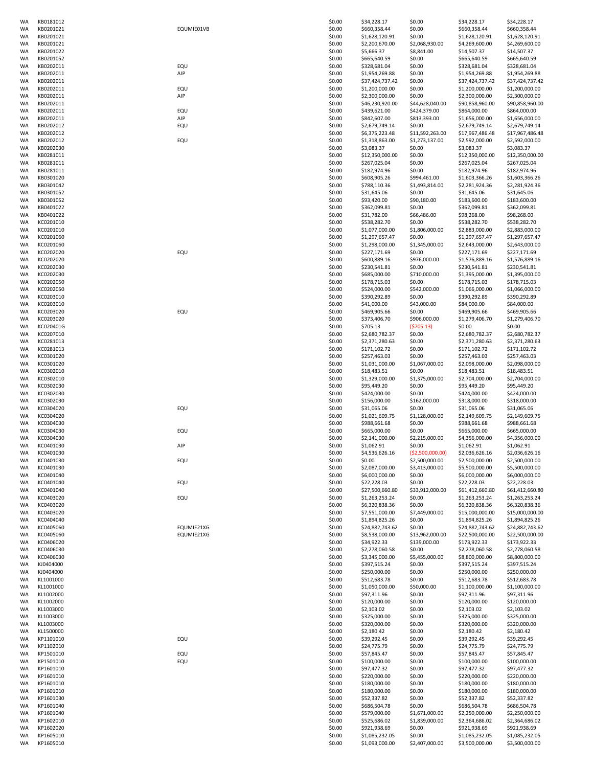| | | | | | | | |
|---|---|---|---|---|---|---|---|
| WA | KB0181012 | | $0.00 | $34,228.17 | $0.00 | $34,228.17 | $34,228.17 |
| WA | KB0201021 | EQUMIE01VB | $0.00 | $660,358.44 | $0.00 | $660,358.44 | $660,358.44 |
| WA | KB0201021 | | $0.00 | $1,628,120.91 | $0.00 | $1,628,120.91 | $1,628,120.91 |
| WA | KB0201021 | | $0.00 | $2,200,670.00 | $2,068,930.00 | $4,269,600.00 | $4,269,600.00 |
| WA | KB0201022 | | $0.00 | $5,666.37 | $8,841.00 | $14,507.37 | $14,507.37 |
| WA | KB0201052 | | $0.00 | $665,640.59 | $0.00 | $665,640.59 | $665,640.59 |
| WA | KB0202011 | EQU | $0.00 | $328,681.04 | $0.00 | $328,681.04 | $328,681.04 |
| WA | KB0202011 | AIP | $0.00 | $1,954,269.88 | $0.00 | $1,954,269.88 | $1,954,269.88 |
| WA | KB0202011 | | $0.00 | $37,424,737.42 | $0.00 | $37,424,737.42 | $37,424,737.42 |
| WA | KB0202011 | EQU | $0.00 | $1,200,000.00 | $0.00 | $1,200,000.00 | $1,200,000.00 |
| WA | KB0202011 | AIP | $0.00 | $2,300,000.00 | $0.00 | $2,300,000.00 | $2,300,000.00 |
| WA | KB0202011 | | $0.00 | $46,230,920.00 | $44,628,040.00 | $90,858,960.00 | $90,858,960.00 |
| WA | KB0202011 | EQU | $0.00 | $439,621.00 | $424,379.00 | $864,000.00 | $864,000.00 |
| WA | KB0202011 | AIP | $0.00 | $842,607.00 | $813,393.00 | $1,656,000.00 | $1,656,000.00 |
| WA | KB0202012 | EQU | $0.00 | $2,679,749.14 | $0.00 | $2,679,749.14 | $2,679,749.14 |
| WA | KB0202012 | | $0.00 | $6,375,223.48 | $11,592,263.00 | $17,967,486.48 | $17,967,486.48 |
| WA | KB0202012 | EQU | $0.00 | $1,318,863.00 | $1,273,137.00 | $2,592,000.00 | $2,592,000.00 |
| WA | KB0202030 | | $0.00 | $3,083.37 | $0.00 | $3,083.37 | $3,083.37 |
| WA | KB0281011 | | $0.00 | $12,350,000.00 | $0.00 | $12,350,000.00 | $12,350,000.00 |
| WA | KB0281011 | | $0.00 | $267,025.04 | $0.00 | $267,025.04 | $267,025.04 |
| WA | KB0281011 | | $0.00 | $182,974.96 | $0.00 | $182,974.96 | $182,974.96 |
| WA | KB0301020 | | $0.00 | $608,905.26 | $994,461.00 | $1,603,366.26 | $1,603,366.26 |
| WA | KB0301042 | | $0.00 | $788,110.36 | $1,493,814.00 | $2,281,924.36 | $2,281,924.36 |
| WA | KB0301052 | | $0.00 | $31,645.06 | $0.00 | $31,645.06 | $31,645.06 |
| WA | KB0301052 | | $0.00 | $93,420.00 | $90,180.00 | $183,600.00 | $183,600.00 |
| WA | KB0401022 | | $0.00 | $362,099.81 | $0.00 | $362,099.81 | $362,099.81 |
| WA | KB0401022 | | $0.00 | $31,782.00 | $66,486.00 | $98,268.00 | $98,268.00 |
| WA | KC0201010 | | $0.00 | $538,282.70 | $0.00 | $538,282.70 | $538,282.70 |
| WA | KC0201010 | | $0.00 | $1,077,000.00 | $1,806,000.00 | $2,883,000.00 | $2,883,000.00 |
| WA | KC0201060 | | $0.00 | $1,297,657.47 | $0.00 | $1,297,657.47 | $1,297,657.47 |
| WA | KC0201060 | | $0.00 | $1,298,000.00 | $1,345,000.00 | $2,643,000.00 | $2,643,000.00 |
| WA | KC0202020 | EQU | $0.00 | $227,171.69 | $0.00 | $227,171.69 | $227,171.69 |
| WA | KC0202020 | | $0.00 | $600,889.16 | $976,000.00 | $1,576,889.16 | $1,576,889.16 |
| WA | KC0202030 | | $0.00 | $230,541.81 | $0.00 | $230,541.81 | $230,541.81 |
| WA | KC0202030 | | $0.00 | $685,000.00 | $710,000.00 | $1,395,000.00 | $1,395,000.00 |
| WA | KC0202050 | | $0.00 | $178,715.03 | $0.00 | $178,715.03 | $178,715.03 |
| WA | KC0202050 | | $0.00 | $524,000.00 | $542,000.00 | $1,066,000.00 | $1,066,000.00 |
| WA | KC0203010 | | $0.00 | $390,292.89 | $0.00 | $390,292.89 | $390,292.89 |
| WA | KC0203010 | | $0.00 | $41,000.00 | $43,000.00 | $84,000.00 | $84,000.00 |
| WA | KC0203020 | EQU | $0.00 | $469,905.66 | $0.00 | $469,905.66 | $469,905.66 |
| WA | KC0203020 | | $0.00 | $373,406.70 | $906,000.00 | $1,279,406.70 | $1,279,406.70 |
| WA | KC020401G | | $0.00 | $705.13 | ($705.13) | $0.00 | $0.00 |
| WA | KC0207010 | | $0.00 | $2,680,782.37 | $0.00 | $2,680,782.37 | $2,680,782.37 |
| WA | KC0281013 | | $0.00 | $2,371,280.63 | $0.00 | $2,371,280.63 | $2,371,280.63 |
| WA | KC0281013 | | $0.00 | $171,102.72 | $0.00 | $171,102.72 | $171,102.72 |
| WA | KC0301020 | | $0.00 | $257,463.03 | $0.00 | $257,463.03 | $257,463.03 |
| WA | KC0301020 | | $0.00 | $1,031,000.00 | $1,067,000.00 | $2,098,000.00 | $2,098,000.00 |
| WA | KC0302010 | | $0.00 | $18,483.51 | $0.00 | $18,483.51 | $18,483.51 |
| WA | KC0302010 | | $0.00 | $1,329,000.00 | $1,375,000.00 | $2,704,000.00 | $2,704,000.00 |
| WA | KC0302030 | | $0.00 | $95,449.20 | $0.00 | $95,449.20 | $95,449.20 |
| WA | KC0302030 | | $0.00 | $424,000.00 | $0.00 | $424,000.00 | $424,000.00 |
| WA | KC0302030 | | $0.00 | $156,000.00 | $162,000.00 | $318,000.00 | $318,000.00 |
| WA | KC0304020 | EQU | $0.00 | $31,065.06 | $0.00 | $31,065.06 | $31,065.06 |
| WA | KC0304020 | | $0.00 | $1,021,609.75 | $1,128,000.00 | $2,149,609.75 | $2,149,609.75 |
| WA | KC0304030 | | $0.00 | $988,661.68 | $0.00 | $988,661.68 | $988,661.68 |
| WA | KC0304030 | EQU | $0.00 | $665,000.00 | $0.00 | $665,000.00 | $665,000.00 |
| WA | KC0304030 | | $0.00 | $2,141,000.00 | $2,215,000.00 | $4,356,000.00 | $4,356,000.00 |
| WA | KC0401030 | AIP | $0.00 | $1,062.91 | $0.00 | $1,062.91 | $1,062.91 |
| WA | KC0401030 | | $0.00 | $4,536,626.16 | ($2,500,000.00) | $2,036,626.16 | $2,036,626.16 |
| WA | KC0401030 | EQU | $0.00 | $0.00 | $2,500,000.00 | $2,500,000.00 | $2,500,000.00 |
| WA | KC0401030 | | $0.00 | $2,087,000.00 | $3,413,000.00 | $5,500,000.00 | $5,500,000.00 |
| WA | KC0401040 | | $0.00 | $6,000,000.00 | $0.00 | $6,000,000.00 | $6,000,000.00 |
| WA | KC0401040 | EQU | $0.00 | $22,228.03 | $0.00 | $22,228.03 | $22,228.03 |
| WA | KC0401040 | | $0.00 | $27,500,660.80 | $33,912,000.00 | $61,412,660.80 | $61,412,660.80 |
| WA | KC0403020 | EQU | $0.00 | $1,263,253.24 | $0.00 | $1,263,253.24 | $1,263,253.24 |
| WA | KC0403020 | | $0.00 | $6,320,838.36 | $0.00 | $6,320,838.36 | $6,320,838.36 |
| WA | KC0403020 | | $0.00 | $7,551,000.00 | $7,449,000.00 | $15,000,000.00 | $15,000,000.00 |
| WA | KC0404040 | | $0.00 | $1,894,825.26 | $0.00 | $1,894,825.26 | $1,894,825.26 |
| WA | KC0405060 | EQUMIE21XG | $0.00 | $24,882,743.62 | $0.00 | $24,882,743.62 | $24,882,743.62 |
| WA | KC0405060 | EQUMIE21XG | $0.00 | $8,538,000.00 | $13,962,000.00 | $22,500,000.00 | $22,500,000.00 |
| WA | KC0406020 | | $0.00 | $34,922.33 | $139,000.00 | $173,922.33 | $173,922.33 |
| WA | KC0406030 | | $0.00 | $2,278,060.58 | $0.00 | $2,278,060.58 | $2,278,060.58 |
| WA | KC0406030 | | $0.00 | $3,345,000.00 | $5,455,000.00 | $8,800,000.00 | $8,800,000.00 |
| WA | KJ0404000 | | $0.00 | $397,515.24 | $0.00 | $397,515.24 | $397,515.24 |
| WA | KJ0404000 | | $0.00 | $250,000.00 | $0.00 | $250,000.00 | $250,000.00 |
| WA | KL1001000 | | $0.00 | $512,683.78 | $0.00 | $512,683.78 | $512,683.78 |
| WA | KL1001000 | | $0.00 | $1,050,000.00 | $50,000.00 | $1,100,000.00 | $1,100,000.00 |
| WA | KL1002000 | | $0.00 | $97,311.96 | $0.00 | $97,311.96 | $97,311.96 |
| WA | KL1002000 | | $0.00 | $120,000.00 | $0.00 | $120,000.00 | $120,000.00 |
| WA | KL1003000 | | $0.00 | $2,103.02 | $0.00 | $2,103.02 | $2,103.02 |
| WA | KL1003000 | | $0.00 | $325,000.00 | $0.00 | $325,000.00 | $325,000.00 |
| WA | KL1003000 | | $0.00 | $320,000.00 | $0.00 | $320,000.00 | $320,000.00 |
| WA | KL1500000 | | $0.00 | $2,180.42 | $0.00 | $2,180.42 | $2,180.42 |
| WA | KP1101010 | EQU | $0.00 | $39,292.45 | $0.00 | $39,292.45 | $39,292.45 |
| WA | KP1102010 | | $0.00 | $24,775.79 | $0.00 | $24,775.79 | $24,775.79 |
| WA | KP1501010 | EQU | $0.00 | $57,845.47 | $0.00 | $57,845.47 | $57,845.47 |
| WA | KP1501010 | EQU | $0.00 | $100,000.00 | $0.00 | $100,000.00 | $100,000.00 |
| WA | KP1601010 | | $0.00 | $97,477.32 | $0.00 | $97,477.32 | $97,477.32 |
| WA | KP1601010 | | $0.00 | $220,000.00 | $0.00 | $220,000.00 | $220,000.00 |
| WA | KP1601010 | | $0.00 | $180,000.00 | $0.00 | $180,000.00 | $180,000.00 |
| WA | KP1601010 | | $0.00 | $180,000.00 | $0.00 | $180,000.00 | $180,000.00 |
| WA | KP1601030 | | $0.00 | $52,337.82 | $0.00 | $52,337.82 | $52,337.82 |
| WA | KP1601040 | | $0.00 | $686,504.78 | $0.00 | $686,504.78 | $686,504.78 |
| WA | KP1601040 | | $0.00 | $579,000.00 | $1,671,000.00 | $2,250,000.00 | $2,250,000.00 |
| WA | KP1602010 | | $0.00 | $525,686.02 | $1,839,000.00 | $2,364,686.02 | $2,364,686.02 |
| WA | KP1602020 | | $0.00 | $921,938.69 | $0.00 | $921,938.69 | $921,938.69 |
| WA | KP1605010 | | $0.00 | $1,085,232.05 | $0.00 | $1,085,232.05 | $1,085,232.05 |
| WA | KP1605010 | | $0.00 | $1,093,000.00 | $2,407,000.00 | $3,500,000.00 | $3,500,000.00 |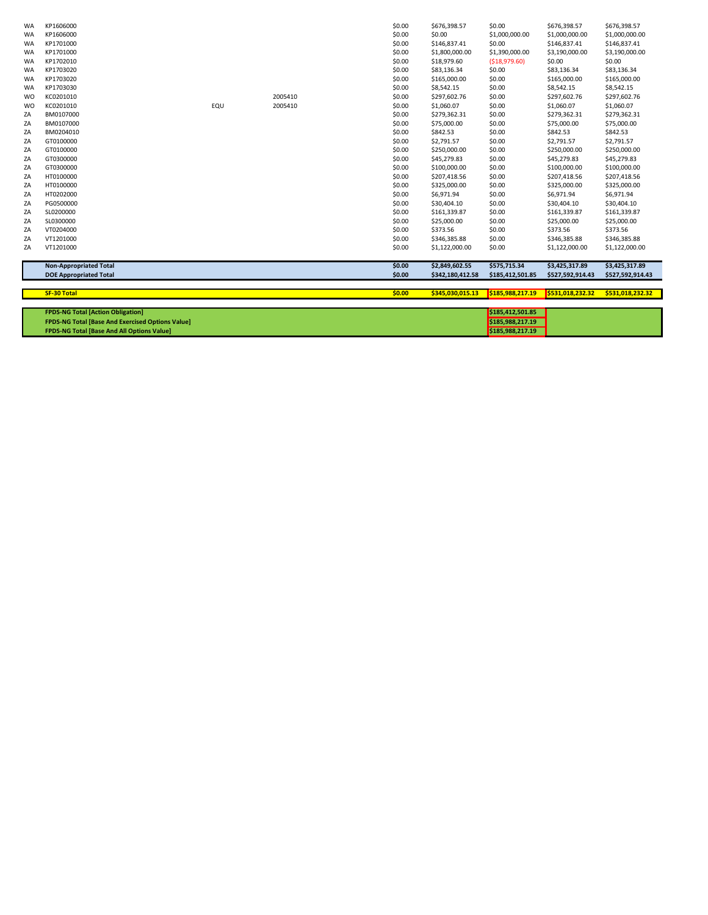| | | | | | | | | |
|---|---|---|---|---|---|---|---|---|
| WA | KP1606000 | | | $0.00 | $676,398.57 | $0.00 | $676,398.57 | $676,398.57 |
| WA | KP1606000 | | | $0.00 | $0.00 | $1,000,000.00 | $1,000,000.00 | $1,000,000.00 |
| WA | KP1701000 | | | $0.00 | $146,837.41 | $0.00 | $146,837.41 | $146,837.41 |
| WA | KP1701000 | | | $0.00 | $1,800,000.00 | $1,390,000.00 | $3,190,000.00 | $3,190,000.00 |
| WA | KP1702010 | | | $0.00 | $18,979.60 | ($18,979.60) | $0.00 | $0.00 |
| WA | KP1703020 | | | $0.00 | $83,136.34 | $0.00 | $83,136.34 | $83,136.34 |
| WA | KP1703020 | | | $0.00 | $165,000.00 | $0.00 | $165,000.00 | $165,000.00 |
| WA | KP1703030 | | | $0.00 | $8,542.15 | $0.00 | $8,542.15 | $8,542.15 |
| WO | KC0201010 | | 2005410 | $0.00 | $297,602.76 | $0.00 | $297,602.76 | $297,602.76 |
| WO | KC0201010 | EQU | 2005410 | $0.00 | $1,060.07 | $0.00 | $1,060.07 | $1,060.07 |
| ZA | BM0107000 | | | $0.00 | $279,362.31 | $0.00 | $279,362.31 | $279,362.31 |
| ZA | BM0107000 | | | $0.00 | $75,000.00 | $0.00 | $75,000.00 | $75,000.00 |
| ZA | BM0204010 | | | $0.00 | $842.53 | $0.00 | $842.53 | $842.53 |
| ZA | GT0100000 | | | $0.00 | $2,791.57 | $0.00 | $2,791.57 | $2,791.57 |
| ZA | GT0100000 | | | $0.00 | $250,000.00 | $0.00 | $250,000.00 | $250,000.00 |
| ZA | GT0300000 | | | $0.00 | $45,279.83 | $0.00 | $45,279.83 | $45,279.83 |
| ZA | GT0300000 | | | $0.00 | $100,000.00 | $0.00 | $100,000.00 | $100,000.00 |
| ZA | HT0100000 | | | $0.00 | $207,418.56 | $0.00 | $207,418.56 | $207,418.56 |
| ZA | HT0100000 | | | $0.00 | $325,000.00 | $0.00 | $325,000.00 | $325,000.00 |
| ZA | HT0202000 | | | $0.00 | $6,971.94 | $0.00 | $6,971.94 | $6,971.94 |
| ZA | PG0500000 | | | $0.00 | $30,404.10 | $0.00 | $30,404.10 | $30,404.10 |
| ZA | SL0200000 | | | $0.00 | $161,339.87 | $0.00 | $161,339.87 | $161,339.87 |
| ZA | SL0300000 | | | $0.00 | $25,000.00 | $0.00 | $25,000.00 | $25,000.00 |
| ZA | VT0204000 | | | $0.00 | $373.56 | $0.00 | $373.56 | $373.56 |
| ZA | VT1201000 | | | $0.00 | $346,385.88 | $0.00 | $346,385.88 | $346,385.88 |
| ZA | VT1201000 | | | $0.00 | $1,122,000.00 | $0.00 | $1,122,000.00 | $1,122,000.00 |
| | **Non-Appropriated Total** | | | **$0.00** | **$2,849,602.55** | **$575,715.34** | **$3,425,317.89** | **$3,425,317.89** |
| | **DOE Appropriated Total** | | | **$0.00** | **$342,180,412.58** | **$185,412,501.85** | **$527,592,914.43** | **$527,592,914.43** |
| | **SF-30 Total** | | | **$0.00** | **$345,030,015.13** | **$185,988,217.19** | **$531,018,232.32** | **$531,018,232.32** |
| | **FPDS-NG Total [Action Obligation]** | | | | | **$185,412,501.85** | | |
| | **FPDS-NG Total [Base And Exercised Options Value]** | | | | | **$185,988,217.19** | | |
| | **FPDS-NG Total [Base And All Options Value]** | | | | | **$185,988,217.19** | | |